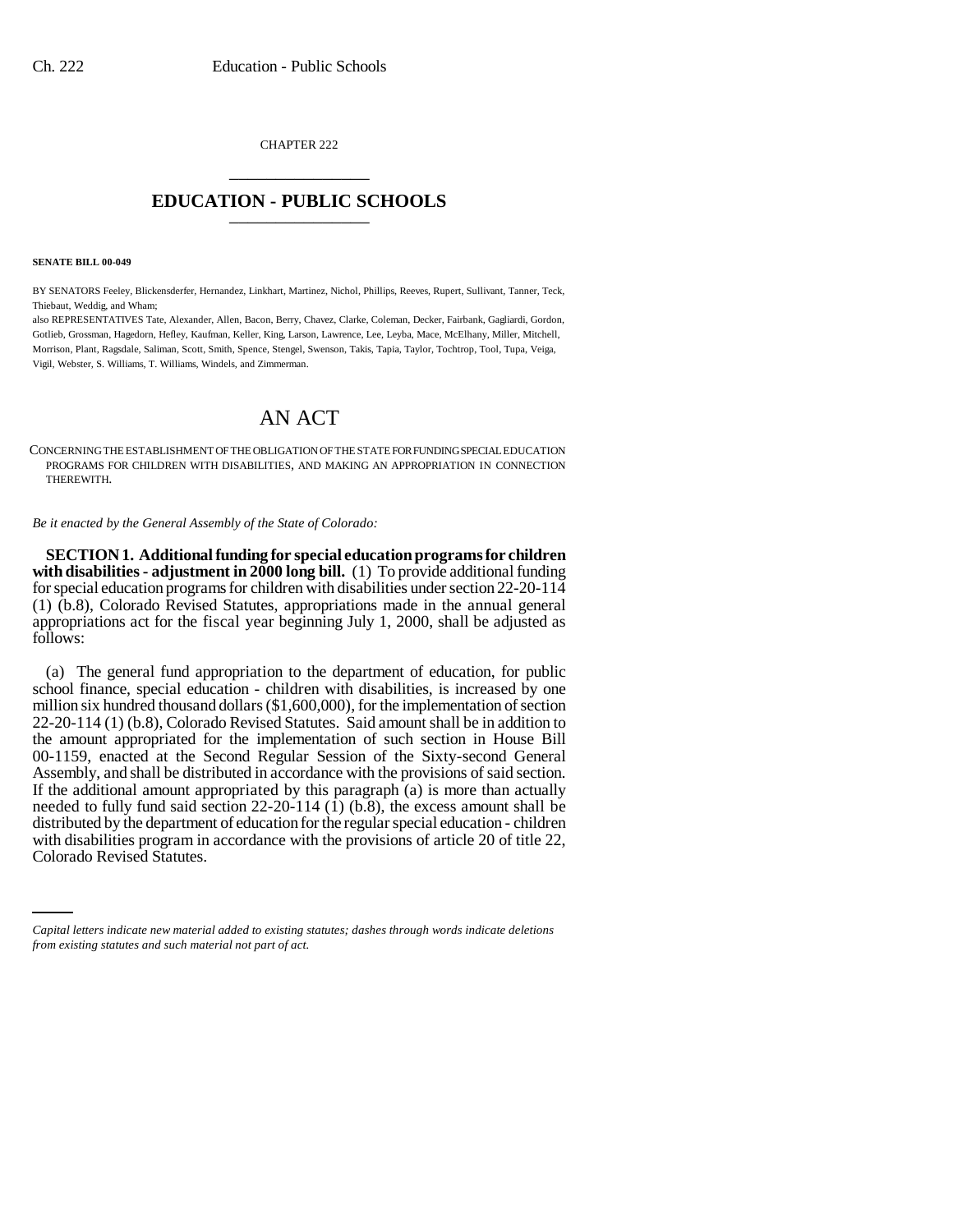CHAPTER 222

# EDUCATION - PUBLIC SCHOOLS

**SENATE BILL 00-049**

BY SENATORS Feeley, Blickensderfer, Hernandez, Linkhart, Martinez, Nichol, Phillips, Reeves, Rupert, Sullivant, Tanner, Teck, Thiebaut, Weddig, and Wham;

also REPRESENTATIVES Tate, Alexander, Allen, Bacon, Berry, Chavez, Clarke, Coleman, Decker, Fairbank, Gagliardi, Gordon, Gotlieb, Grossman, Hagedorn, Hefley, Kaufman, Keller, King, Larson, Lawrence, Lee, Leyba, Mace, McElhany, Miller, Mitchell, Morrison, Plant, Ragsdale, Saliman, Scott, Smith, Spence, Stengel, Swenson, Takis, Tapia, Taylor, Tochtrop, Tool, Tupa, Veiga, Vigil, Webster, S. Williams, T. Williams, Windels, and Zimmerman.

# AN ACT

CONCERNING THE ESTABLISHMENT OF THE OBLIGATION OF THE STATE FOR FUNDING SPECIAL EDUCATION PROGRAMS FOR CHILDREN WITH DISABILITIES, AND MAKING AN APPROPRIATION IN CONNECTION THEREWITH.

*Be it enacted by the General Assembly of the State of Colorado:*

**SECTION 1. Additional funding for special education programs for children with disabilities - adjustment in 2000 long bill.** (1) To provide additional funding for special education programs for children with disabilities under section 22-20-114 (1) (b.8), Colorado Revised Statutes, appropriations made in the annual general appropriations act for the fiscal year beginning July 1, 2000, shall be adjusted as follows:

(a) The general fund appropriation to the department of education, for public school finance, special education - children with disabilities, is increased by one million six hundred thousand dollars ($1,600,000), for the implementation of section 22-20-114 (1) (b.8), Colorado Revised Statutes. Said amount shall be in addition to the amount appropriated for the implementation of such section in House Bill 00-1159, enacted at the Second Regular Session of the Sixty-second General Assembly, and shall be distributed in accordance with the provisions of said section. If the additional amount appropriated by this paragraph (a) is more than actually needed to fully fund said section 22-20-114 (1) (b.8), the excess amount shall be distributed by the department of education for the regular special education - children with disabilities program in accordance with the provisions of article 20 of title 22, Colorado Revised Statutes.

*Capital letters indicate new material added to existing statutes; dashes through words indicate deletions from existing statutes and such material not part of act.*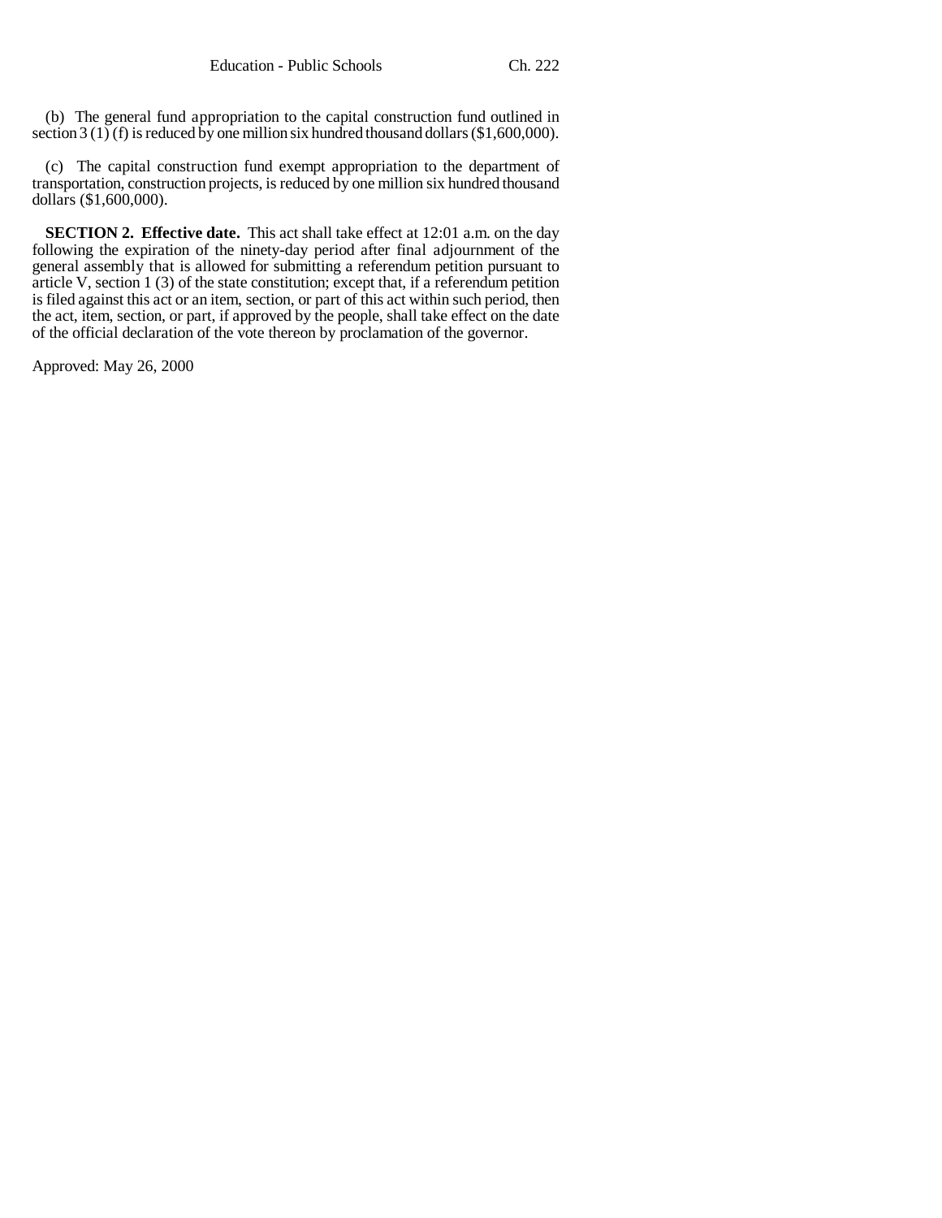(b) The general fund appropriation to the capital construction fund outlined in section 3 (1) (f) is reduced by one million six hundred thousand dollars ($1,600,000).

(c) The capital construction fund exempt appropriation to the department of transportation, construction projects, is reduced by one million six hundred thousand dollars ($1,600,000).

**SECTION 2. Effective date.** This act shall take effect at 12:01 a.m. on the day following the expiration of the ninety-day period after final adjournment of the general assembly that is allowed for submitting a referendum petition pursuant to article V, section 1 (3) of the state constitution; except that, if a referendum petition is filed against this act or an item, section, or part of this act within such period, then the act, item, section, or part, if approved by the people, shall take effect on the date of the official declaration of the vote thereon by proclamation of the governor.

Approved: May 26, 2000